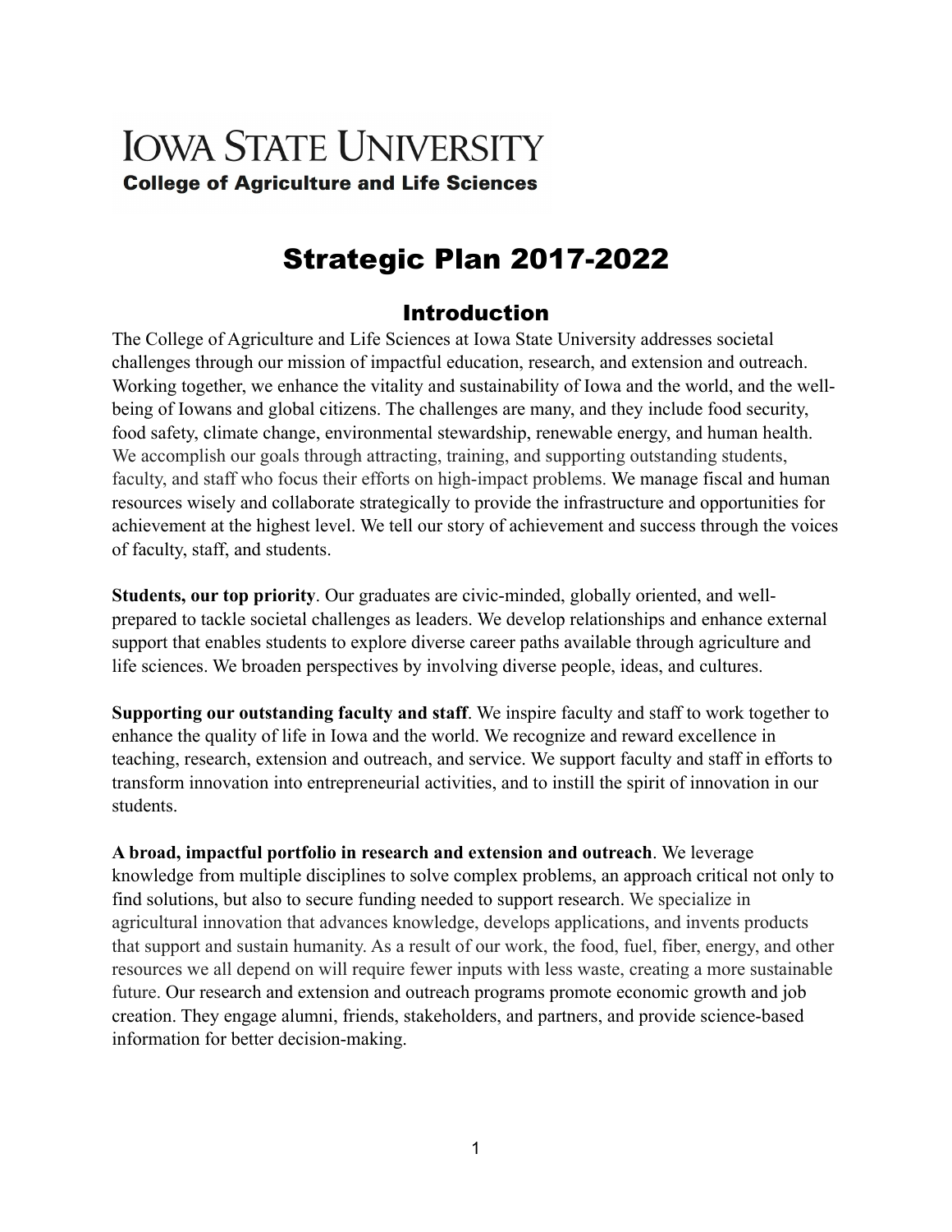# IOWA STATE UNIVERSITY

**College of Agriculture and Life Sciences**

# Strategic Plan 2017-2022

## Introduction

The College of Agriculture and Life Sciences at Iowa State University addresses societal challenges through our mission of impactful education, research, and extension and outreach. Working together, we enhance the vitality and sustainability of Iowa and the world, and the well-being of Iowans and global citizens. The challenges are many, and they include food security, food safety, climate change, environmental stewardship, renewable energy, and human health. We accomplish our goals through attracting, training, and supporting outstanding students, faculty, and staff who focus their efforts on high-impact problems. We manage fiscal and human resources wisely and collaborate strategically to provide the infrastructure and opportunities for achievement at the highest level. We tell our story of achievement and success through the voices of faculty, staff, and students.

**Students, our top priority**. Our graduates are civic-minded, globally oriented, and well-prepared to tackle societal challenges as leaders. We develop relationships and enhance external support that enables students to explore diverse career paths available through agriculture and life sciences. We broaden perspectives by involving diverse people, ideas, and cultures.

**Supporting our outstanding faculty and staff**. We inspire faculty and staff to work together to enhance the quality of life in Iowa and the world. We recognize and reward excellence in teaching, research, extension and outreach, and service. We support faculty and staff in efforts to transform innovation into entrepreneurial activities, and to instill the spirit of innovation in our students.

**A broad, impactful portfolio in research and extension and outreach**. We leverage knowledge from multiple disciplines to solve complex problems, an approach critical not only to find solutions, but also to secure funding needed to support research. We specialize in agricultural innovation that advances knowledge, develops applications, and invents products that support and sustain humanity. As a result of our work, the food, fuel, fiber, energy, and other resources we all depend on will require fewer inputs with less waste, creating a more sustainable future. Our research and extension and outreach programs promote economic growth and job creation. They engage alumni, friends, stakeholders, and partners, and provide science-based information for better decision-making.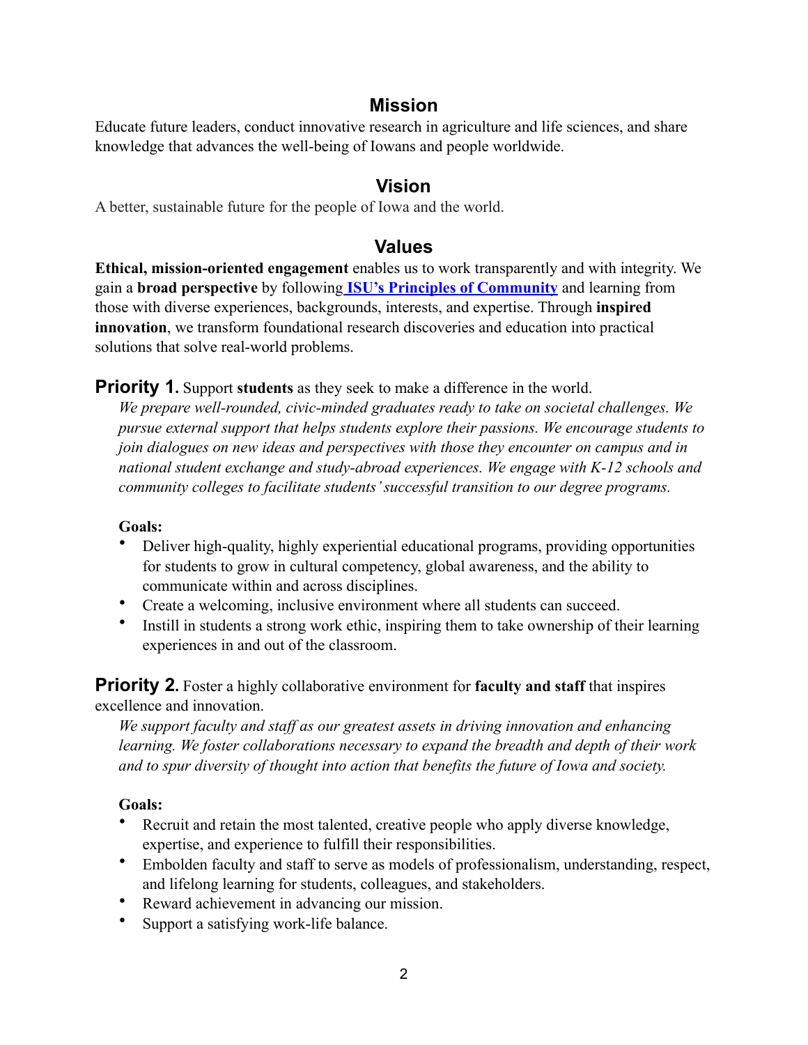## Mission

Educate future leaders, conduct innovative research in agriculture and life sciences, and share knowledge that advances the well-being of Iowans and people worldwide.

## Vision

A better, sustainable future for the people of Iowa and the world.

## Values

**Ethical, mission-oriented engagement** enables us to work transparently and with integrity. We gain a **broad perspective** by following **ISU's Principles of Community** and learning from those with diverse experiences, backgrounds, interests, and expertise. Through **inspired innovation**, we transform foundational research discoveries and education into practical solutions that solve real-world problems.

**Priority 1.** Support **students** as they seek to make a difference in the world.

*We prepare well-rounded, civic-minded graduates ready to take on societal challenges. We pursue external support that helps students explore their passions. We encourage students to join dialogues on new ideas and perspectives with those they encounter on campus and in national student exchange and study-abroad experiences. We engage with K-12 schools and community colleges to facilitate students' successful transition to our degree programs.*

**Goals:**

- Deliver high-quality, highly experiential educational programs, providing opportunities for students to grow in cultural competency, global awareness, and the ability to communicate within and across disciplines.
- Create a welcoming, inclusive environment where all students can succeed.
- Instill in students a strong work ethic, inspiring them to take ownership of their learning experiences in and out of the classroom.

**Priority 2.** Foster a highly collaborative environment for **faculty and staff** that inspires excellence and innovation.

*We support faculty and staff as our greatest assets in driving innovation and enhancing learning. We foster collaborations necessary to expand the breadth and depth of their work and to spur diversity of thought into action that benefits the future of Iowa and society.*

**Goals:**

- Recruit and retain the most talented, creative people who apply diverse knowledge, expertise, and experience to fulfill their responsibilities.
- Embolden faculty and staff to serve as models of professionalism, understanding, respect, and lifelong learning for students, colleagues, and stakeholders.
- Reward achievement in advancing our mission.
- Support a satisfying work-life balance.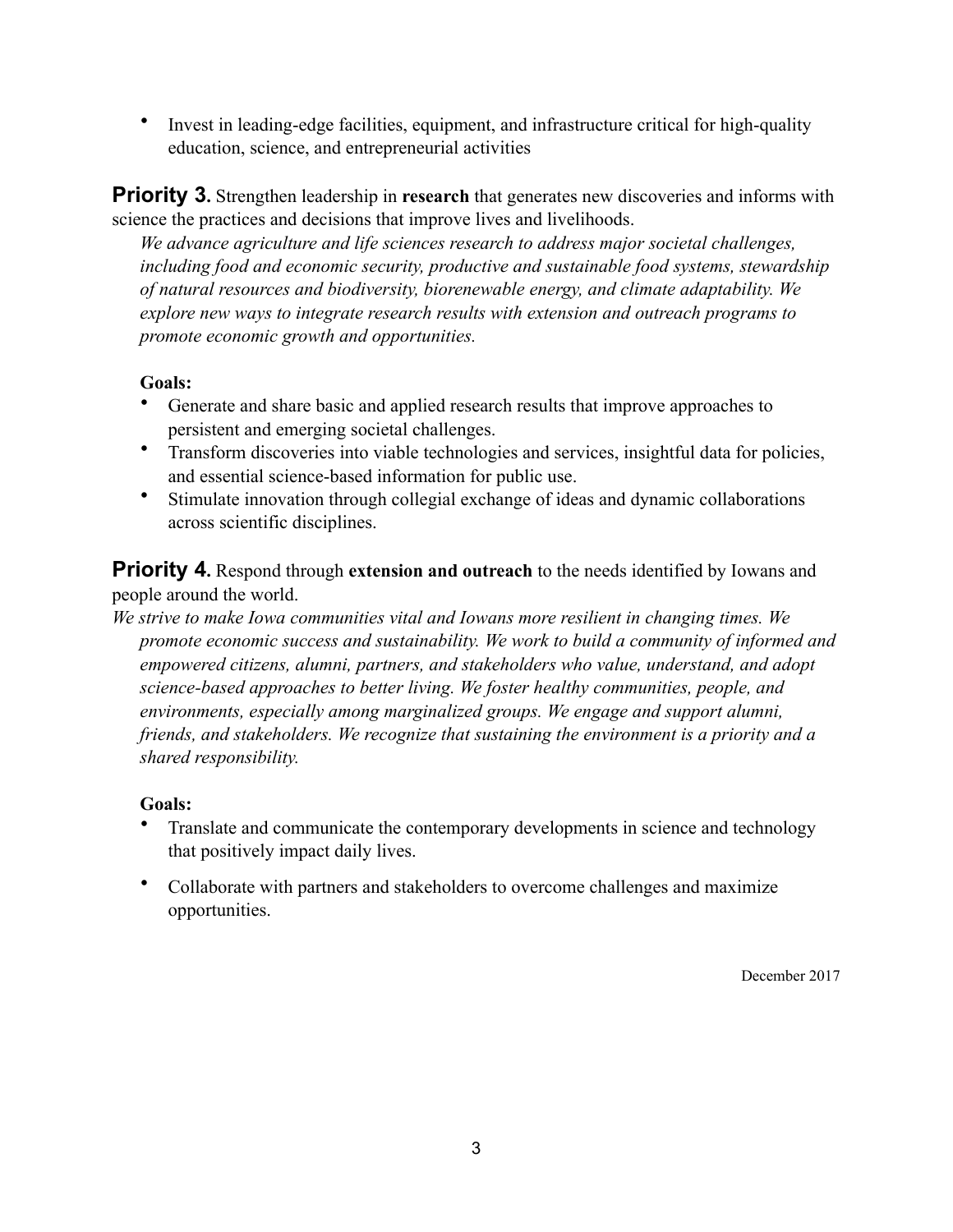- Invest in leading-edge facilities, equipment, and infrastructure critical for high-quality education, science, and entrepreneurial activities

**Priority 3.** Strengthen leadership in **research** that generates new discoveries and informs with science the practices and decisions that improve lives and livelihoods.

*We advance agriculture and life sciences research to address major societal challenges, including food and economic security, productive and sustainable food systems, stewardship of natural resources and biodiversity, biorenewable energy, and climate adaptability. We explore new ways to integrate research results with extension and outreach programs to promote economic growth and opportunities.*

**Goals:**

- Generate and share basic and applied research results that improve approaches to persistent and emerging societal challenges.
- Transform discoveries into viable technologies and services, insightful data for policies, and essential science-based information for public use.
- Stimulate innovation through collegial exchange of ideas and dynamic collaborations across scientific disciplines.

**Priority 4.** Respond through **extension and outreach** to the needs identified by Iowans and people around the world.

*We strive to make Iowa communities vital and Iowans more resilient in changing times. We promote economic success and sustainability. We work to build a community of informed and empowered citizens, alumni, partners, and stakeholders who value, understand, and adopt science-based approaches to better living. We foster healthy communities, people, and environments, especially among marginalized groups. We engage and support alumni, friends, and stakeholders. We recognize that sustaining the environment is a priority and a shared responsibility.*

**Goals:**

- Translate and communicate the contemporary developments in science and technology that positively impact daily lives.
- Collaborate with partners and stakeholders to overcome challenges and maximize opportunities.

December 2017